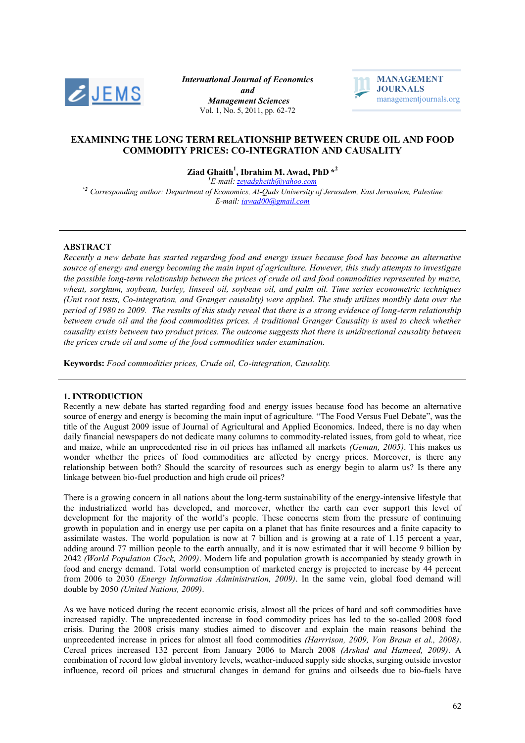**International Journal of Economics and Management Sciences**
Vol. 1, No. 5, 2011, pp. 62-72

# EXAMINING THE LONG TERM RELATIONSHIP BETWEEN CRUDE OIL AND FOOD COMMODITY PRICES: CO-INTEGRATION AND CAUSALITY

**Ziad Ghaith[1], Ibrahim M. Awad, PhD *[2]**

[1]*E-mail: zeyadgheith@yahoo.com*

*[2] *Corresponding author: Department of Economics, Al-Quds University of Jerusalem, East Jerusalem, Palestine*
*E-mail: iawad00@gmail.com*

---

## ABSTRACT

*Recently a new debate has started regarding food and energy issues because food has become an alternative source of energy and energy becoming the main input of agriculture. However, this study attempts to investigate the possible long-term relationship between the prices of crude oil and food commodities represented by maize, wheat, sorghum, soybean, barley, linseed oil, soybean oil, and palm oil. Time series econometric techniques (Unit root tests, Co-integration, and Granger causality) were applied. The study utilizes monthly data over the period of 1980 to 2009. The results of this study reveal that there is a strong evidence of long-term relationship between crude oil and the food commodities prices. A traditional Granger Causality is used to check whether causality exists between two product prices. The outcome suggests that there is unidirectional causality between the prices crude oil and some of the food commodities under examination.*

**Keywords:** *Food commodities prices, Crude oil, Co-integration, Causality.*

---

## 1. INTRODUCTION

Recently a new debate has started regarding food and energy issues because food has become an alternative source of energy and energy is becoming the main input of agriculture. "The Food Versus Fuel Debate", was the title of the August 2009 issue of Journal of Agricultural and Applied Economics. Indeed, there is no day when daily financial newspapers do not dedicate many columns to commodity-related issues, from gold to wheat, rice and maize, while an unprecedented rise in oil prices has inflamed all markets *(Geman, 2005)*. This makes us wonder whether the prices of food commodities are affected by energy prices. Moreover, is there any relationship between both? Should the scarcity of resources such as energy begin to alarm us? Is there any linkage between bio-fuel production and high crude oil prices?

There is a growing concern in all nations about the long-term sustainability of the energy-intensive lifestyle that the industrialized world has developed, and moreover, whether the earth can ever support this level of development for the majority of the world's people. These concerns stem from the pressure of continuing growth in population and in energy use per capita on a planet that has finite resources and a finite capacity to assimilate wastes. The world population is now at 7 billion and is growing at a rate of 1.15 percent a year, adding around 77 million people to the earth annually, and it is now estimated that it will become 9 billion by 2042 *(World Population Clock, 2009)*. Modern life and population growth is accompanied by steady growth in food and energy demand. Total world consumption of marketed energy is projected to increase by 44 percent from 2006 to 2030 *(Energy Information Administration, 2009)*. In the same vein, global food demand will double by 2050 *(United Nations, 2009)*.

As we have noticed during the recent economic crisis, almost all the prices of hard and soft commodities have increased rapidly. The unprecedented increase in food commodity prices has led to the so-called 2008 food crisis. During the 2008 crisis many studies aimed to discover and explain the main reasons behind the unprecedented increase in prices for almost all food commodities *(Harrrison, 2009, Von Braun et al., 2008)*. Cereal prices increased 132 percent from January 2006 to March 2008 *(Arshad and Hameed, 2009)*. A combination of record low global inventory levels, weather-induced supply side shocks, surging outside investor influence, record oil prices and structural changes in demand for grains and oilseeds due to bio-fuels have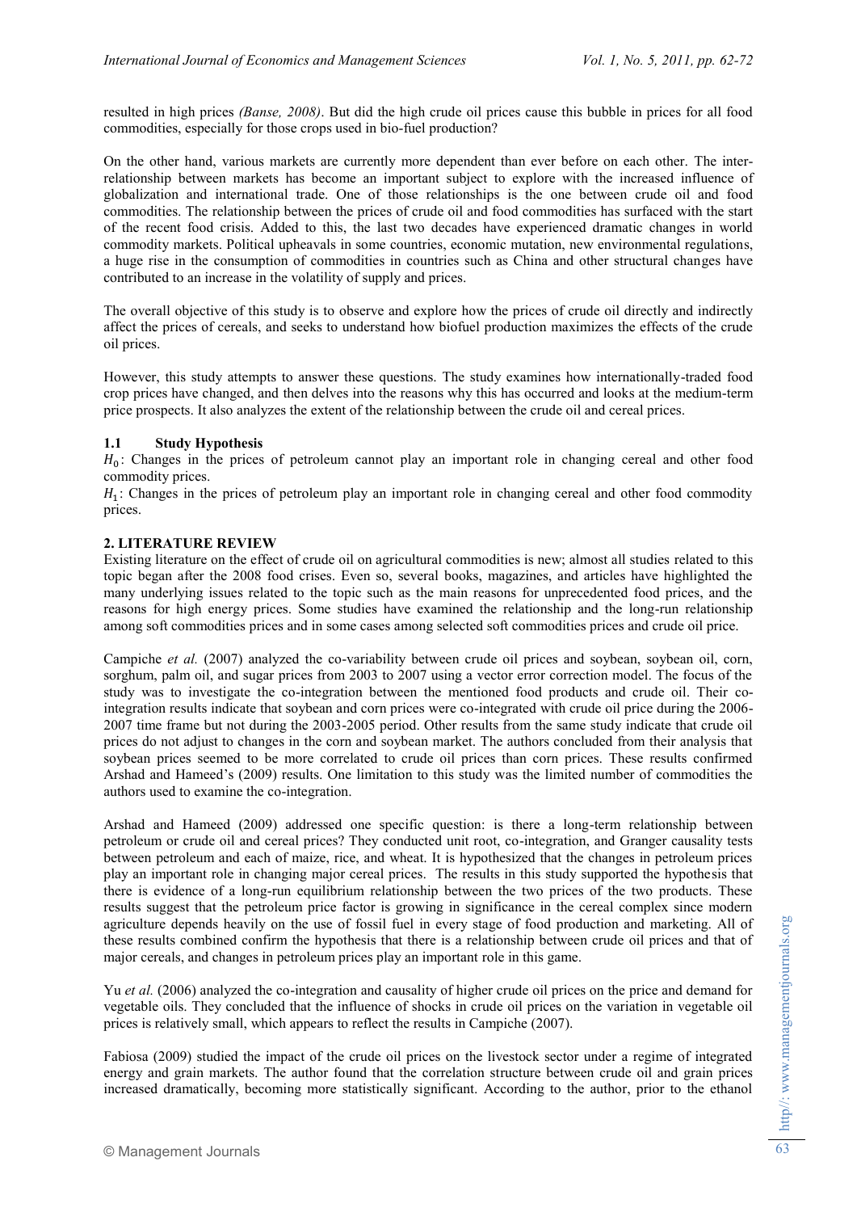resulted in high prices *(Banse, 2008)*. But did the high crude oil prices cause this bubble in prices for all food commodities, especially for those crops used in bio-fuel production?

On the other hand, various markets are currently more dependent than ever before on each other. The inter-relationship between markets has become an important subject to explore with the increased influence of globalization and international trade. One of those relationships is the one between crude oil and food commodities. The relationship between the prices of crude oil and food commodities has surfaced with the start of the recent food crisis. Added to this, the last two decades have experienced dramatic changes in world commodity markets. Political upheavals in some countries, economic mutation, new environmental regulations, a huge rise in the consumption of commodities in countries such as China and other structural changes have contributed to an increase in the volatility of supply and prices.

The overall objective of this study is to observe and explore how the prices of crude oil directly and indirectly affect the prices of cereals, and seeks to understand how biofuel production maximizes the effects of the crude oil prices.

However, this study attempts to answer these questions. The study examines how internationally-traded food crop prices have changed, and then delves into the reasons why this has occurred and looks at the medium-term price prospects. It also analyzes the extent of the relationship between the crude oil and cereal prices.

### 1.1 Study Hypothesis

$H_0$: Changes in the prices of petroleum cannot play an important role in changing cereal and other food commodity prices.

$H_1$: Changes in the prices of petroleum play an important role in changing cereal and other food commodity prices.

## 2. LITERATURE REVIEW

Existing literature on the effect of crude oil on agricultural commodities is new; almost all studies related to this topic began after the 2008 food crises. Even so, several books, magazines, and articles have highlighted the many underlying issues related to the topic such as the main reasons for unprecedented food prices, and the reasons for high energy prices. Some studies have examined the relationship and the long-run relationship among soft commodities prices and in some cases among selected soft commodities prices and crude oil price.

Campiche *et al.* (2007) analyzed the co-variability between crude oil prices and soybean, soybean oil, corn, sorghum, palm oil, and sugar prices from 2003 to 2007 using a vector error correction model. The focus of the study was to investigate the co-integration between the mentioned food products and crude oil. Their co-integration results indicate that soybean and corn prices were co-integrated with crude oil price during the 2006-2007 time frame but not during the 2003-2005 period. Other results from the same study indicate that crude oil prices do not adjust to changes in the corn and soybean market. The authors concluded from their analysis that soybean prices seemed to be more correlated to crude oil prices than corn prices. These results confirmed Arshad and Hameed's (2009) results. One limitation to this study was the limited number of commodities the authors used to examine the co-integration.

Arshad and Hameed (2009) addressed one specific question: is there a long-term relationship between petroleum or crude oil and cereal prices? They conducted unit root, co-integration, and Granger causality tests between petroleum and each of maize, rice, and wheat. It is hypothesized that the changes in petroleum prices play an important role in changing major cereal prices. The results in this study supported the hypothesis that there is evidence of a long-run equilibrium relationship between the two prices of the two products. These results suggest that the petroleum price factor is growing in significance in the cereal complex since modern agriculture depends heavily on the use of fossil fuel in every stage of food production and marketing. All of these results combined confirm the hypothesis that there is a relationship between crude oil prices and that of major cereals, and changes in petroleum prices play an important role in this game.

Yu *et al.* (2006) analyzed the co-integration and causality of higher crude oil prices on the price and demand for vegetable oils. They concluded that the influence of shocks in crude oil prices on the variation in vegetable oil prices is relatively small, which appears to reflect the results in Campiche (2007).

Fabiosa (2009) studied the impact of the crude oil prices on the livestock sector under a regime of integrated energy and grain markets. The author found that the correlation structure between crude oil and grain prices increased dramatically, becoming more statistically significant. According to the author, prior to the ethanol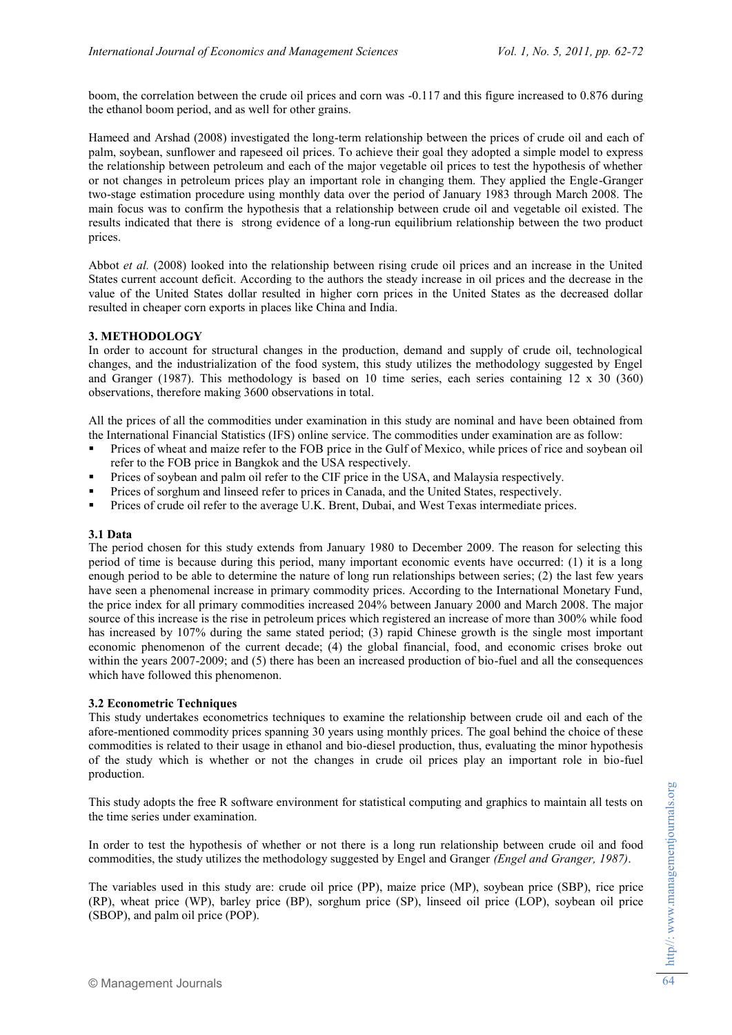boom, the correlation between the crude oil prices and corn was -0.117 and this figure increased to 0.876 during the ethanol boom period, and as well for other grains.

Hameed and Arshad (2008) investigated the long-term relationship between the prices of crude oil and each of palm, soybean, sunflower and rapeseed oil prices. To achieve their goal they adopted a simple model to express the relationship between petroleum and each of the major vegetable oil prices to test the hypothesis of whether or not changes in petroleum prices play an important role in changing them. They applied the Engle-Granger two-stage estimation procedure using monthly data over the period of January 1983 through March 2008. The main focus was to confirm the hypothesis that a relationship between crude oil and vegetable oil existed. The results indicated that there is strong evidence of a long-run equilibrium relationship between the two product prices.

Abbot *et al.* (2008) looked into the relationship between rising crude oil prices and an increase in the United States current account deficit. According to the authors the steady increase in oil prices and the decrease in the value of the United States dollar resulted in higher corn prices in the United States as the decreased dollar resulted in cheaper corn exports in places like China and India.

## 3. METHODOLOGY

In order to account for structural changes in the production, demand and supply of crude oil, technological changes, and the industrialization of the food system, this study utilizes the methodology suggested by Engel and Granger (1987). This methodology is based on 10 time series, each series containing 12 x 30 (360) observations, therefore making 3600 observations in total.

All the prices of all the commodities under examination in this study are nominal and have been obtained from the International Financial Statistics (IFS) online service. The commodities under examination are as follow:

- Prices of wheat and maize refer to the FOB price in the Gulf of Mexico, while prices of rice and soybean oil refer to the FOB price in Bangkok and the USA respectively.
- Prices of soybean and palm oil refer to the CIF price in the USA, and Malaysia respectively.
- Prices of sorghum and linseed refer to prices in Canada, and the United States, respectively.
- Prices of crude oil refer to the average U.K. Brent, Dubai, and West Texas intermediate prices.

### 3.1 Data

The period chosen for this study extends from January 1980 to December 2009. The reason for selecting this period of time is because during this period, many important economic events have occurred: (1) it is a long enough period to be able to determine the nature of long run relationships between series; (2) the last few years have seen a phenomenal increase in primary commodity prices. According to the International Monetary Fund, the price index for all primary commodities increased 204% between January 2000 and March 2008. The major source of this increase is the rise in petroleum prices which registered an increase of more than 300% while food has increased by 107% during the same stated period; (3) rapid Chinese growth is the single most important economic phenomenon of the current decade; (4) the global financial, food, and economic crises broke out within the years 2007-2009; and (5) there has been an increased production of bio-fuel and all the consequences which have followed this phenomenon.

### 3.2 Econometric Techniques

This study undertakes econometrics techniques to examine the relationship between crude oil and each of the afore-mentioned commodity prices spanning 30 years using monthly prices. The goal behind the choice of these commodities is related to their usage in ethanol and bio-diesel production, thus, evaluating the minor hypothesis of the study which is whether or not the changes in crude oil prices play an important role in bio-fuel production.

This study adopts the free R software environment for statistical computing and graphics to maintain all tests on the time series under examination.

In order to test the hypothesis of whether or not there is a long run relationship between crude oil and food commodities, the study utilizes the methodology suggested by Engel and Granger *(Engel and Granger, 1987)*.

The variables used in this study are: crude oil price (PP), maize price (MP), soybean price (SBP), rice price (RP), wheat price (WP), barley price (BP), sorghum price (SP), linseed oil price (LOP), soybean oil price (SBOP), and palm oil price (POP).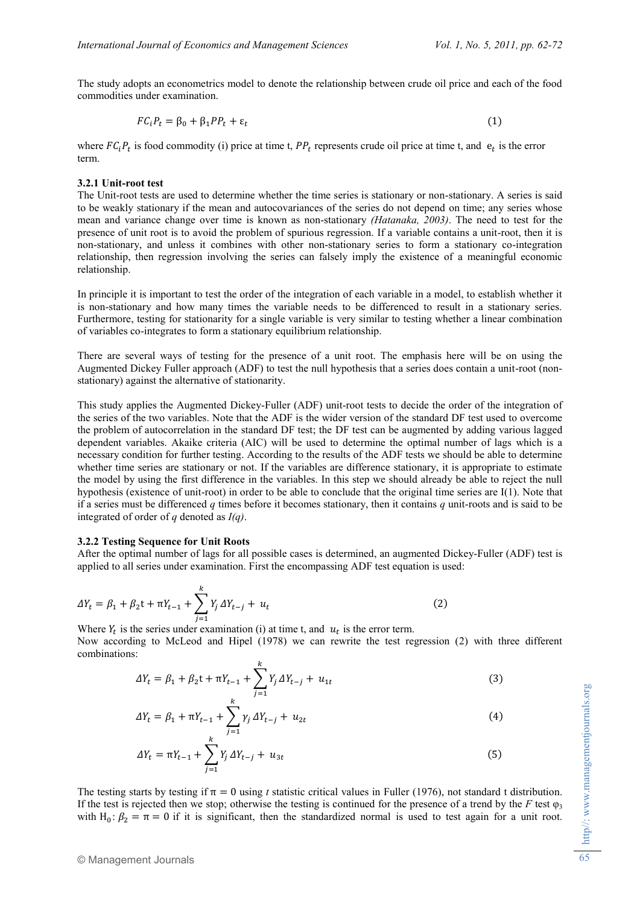The study adopts an econometrics model to denote the relationship between crude oil price and each of the food commodities under examination.

$$FC_iP_t = \beta_0 + \beta_1 PP_t + \varepsilon_t \tag{1}$$

where $FC_iP_t$ is food commodity (i) price at time t, $PP_t$ represents crude oil price at time t, and $e_t$ is the error term.

#### 3.2.1 Unit-root test

The Unit-root tests are used to determine whether the time series is stationary or non-stationary. A series is said to be weakly stationary if the mean and autocovariances of the series do not depend on time; any series whose mean and variance change over time is known as non-stationary *(Hatanaka, 2003)*. The need to test for the presence of unit root is to avoid the problem of spurious regression. If a variable contains a unit-root, then it is non-stationary, and unless it combines with other non-stationary series to form a stationary co-integration relationship, then regression involving the series can falsely imply the existence of a meaningful economic relationship.

In principle it is important to test the order of the integration of each variable in a model, to establish whether it is non-stationary and how many times the variable needs to be differenced to result in a stationary series. Furthermore, testing for stationarity for a single variable is very similar to testing whether a linear combination of variables co-integrates to form a stationary equilibrium relationship.

There are several ways of testing for the presence of a unit root. The emphasis here will be on using the Augmented Dickey Fuller approach (ADF) to test the null hypothesis that a series does contain a unit-root (non-stationary) against the alternative of stationarity.

This study applies the Augmented Dickey-Fuller (ADF) unit-root tests to decide the order of the integration of the series of the two variables. Note that the ADF is the wider version of the standard DF test used to overcome the problem of autocorrelation in the standard DF test; the DF test can be augmented by adding various lagged dependent variables. Akaike criteria (AIC) will be used to determine the optimal number of lags which is a necessary condition for further testing. According to the results of the ADF tests we should be able to determine whether time series are stationary or not. If the variables are difference stationary, it is appropriate to estimate the model by using the first difference in the variables. In this step we should already be able to reject the null hypothesis (existence of unit-root) in order to be able to conclude that the original time series are I(1). Note that if a series must be differenced *q* times before it becomes stationary, then it contains *q* unit-roots and is said to be integrated of order of *q* denoted as *I(q)*.

#### 3.2.2 Testing Sequence for Unit Roots

After the optimal number of lags for all possible cases is determined, an augmented Dickey-Fuller (ADF) test is applied to all series under examination. First the encompassing ADF test equation is used:

$$\Delta Y_t = \beta_1 + \beta_2 \mathrm{t} + \pi Y_{t-1} + \sum_{j=1}^{k} Y_j \,\Delta Y_{t-j} + u_t \tag{2}$$

Where $Y_t$ is the series under examination (i) at time t, and $u_t$ is the error term.

Now according to McLeod and Hipel (1978) we can rewrite the test regression (2) with three different combinations:

$$\Delta Y_t = \beta_1 + \beta_2 \mathrm{t} + \pi Y_{t-1} + \sum_{j=1}^{k} Y_j \,\Delta Y_{t-j} + u_{1t} \tag{3}$$

$$\Delta Y_t = \beta_1 + \pi Y_{t-1} + \sum_{j=1}^{k} \gamma_j \,\Delta Y_{t-j} + u_{2t} \tag{4}$$

$$\Delta Y_t = \pi Y_{t-1} + \sum_{j=1}^{k} Y_j \,\Delta Y_{t-j} + u_{3t} \tag{5}$$

The testing starts by testing if $\pi = 0$ using *t* statistic critical values in Fuller (1976), not standard t distribution. If the test is rejected then we stop; otherwise the testing is continued for the presence of a trend by the *F* test $\varphi_3$ with $\mathrm{H_0}: \beta_2 = \pi = 0$ if it is significant, then the standardized normal is used to test again for a unit root.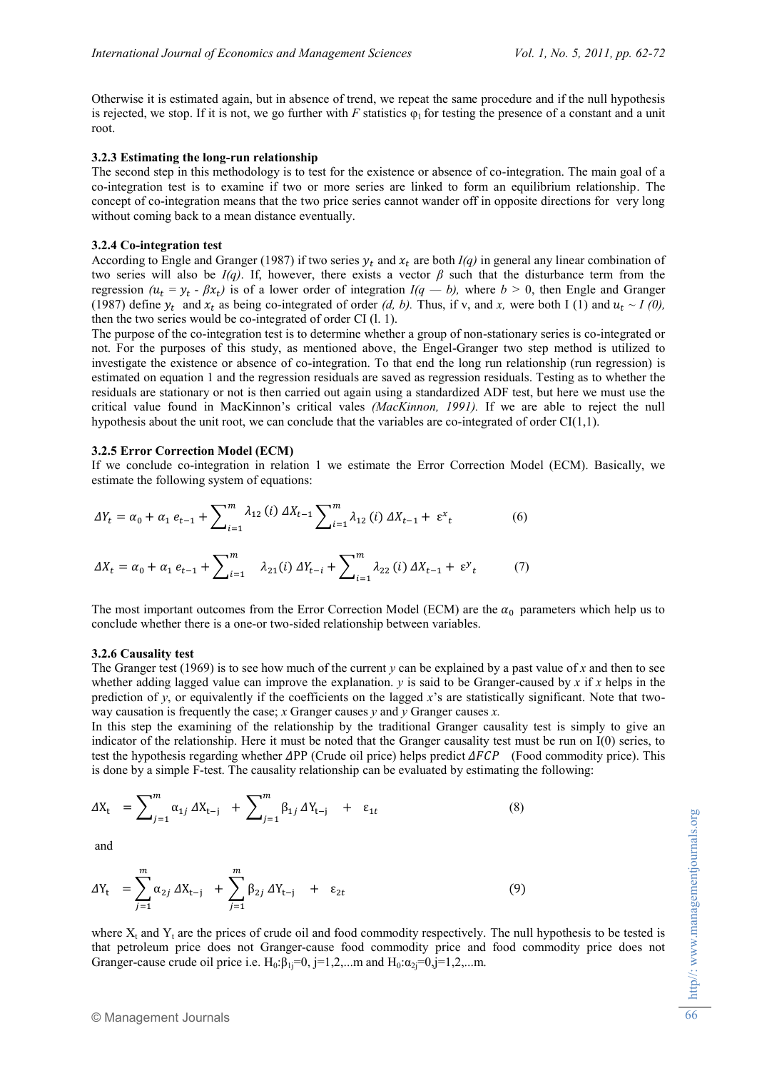Otherwise it is estimated again, but in absence of trend, we repeat the same procedure and if the null hypothesis is rejected, we stop. If it is not, we go further with *F* statistics $\varphi_1$ for testing the presence of a constant and a unit root.

### 3.2.3 Estimating the long-run relationship

The second step in this methodology is to test for the existence or absence of co-integration. The main goal of a co-integration test is to examine if two or more series are linked to form an equilibrium relationship. The concept of co-integration means that the two price series cannot wander off in opposite directions for very long without coming back to a mean distance eventually.

### 3.2.4 Co-integration test

According to Engle and Granger (1987) if two series $y_t$ and $x_t$ are both *I(q)* in general any linear combination of two series will also be *I(q)*. If, however, there exists a vector *β* such that the disturbance term from the regression $(u_t = y_t - \beta x_t)$ is of a lower order of integration *I(q — b),* where *b* > 0, then Engle and Granger (1987) define $y_t$ and $x_t$ as being co-integrated of order *(d, b).* Thus, if v, and *x,* were both I (1) and $u_t \sim I(0)$, then the two series would be co-integrated of order CI (l. 1).

The purpose of the co-integration test is to determine whether a group of non-stationary series is co-integrated or not. For the purposes of this study, as mentioned above, the Engel-Granger two step method is utilized to investigate the existence or absence of co-integration. To that end the long run relationship (run regression) is estimated on equation 1 and the regression residuals are saved as regression residuals. Testing as to whether the residuals are stationary or not is then carried out again using a standardized ADF test, but here we must use the critical value found in MacKinnon's critical vales *(MacKinnon, 1991).* If we are able to reject the null hypothesis about the unit root, we can conclude that the variables are co-integrated of order CI(1,1).

### 3.2.5 Error Correction Model (ECM)

If we conclude co-integration in relation 1 we estimate the Error Correction Model (ECM). Basically, we estimate the following system of equations:

$$\Delta Y_t = \alpha_0 + \alpha_1 e_{t-1} + \sum_{i=1}^{m} \lambda_{12}(i)\, \Delta X_{t-1} \sum_{i=1}^{m} \lambda_{12}(i)\, \Delta X_{t-1} + \varepsilon^{x}_{t} \tag{6}$$

$$\Delta X_t = \alpha_0 + \alpha_1 e_{t-1} + \sum_{i=1}^{m} \lambda_{21}(i)\, \Delta Y_{t-i} + \sum_{i=1}^{m} \lambda_{22}(i)\, \Delta X_{t-1} + \varepsilon^{y}_{t} \tag{7}$$

The most important outcomes from the Error Correction Model (ECM) are the $\alpha_0$ parameters which help us to conclude whether there is a one-or two-sided relationship between variables.

### 3.2.6 Causality test

The Granger test (1969) is to see how much of the current *y* can be explained by a past value of *x* and then to see whether adding lagged value can improve the explanation. *y* is said to be Granger-caused by *x* if *x* helps in the prediction of *y*, or equivalently if the coefficients on the lagged *x*'s are statistically significant. Note that two-way causation is frequently the case; *x* Granger causes *y* and *y* Granger causes *x.*

In this step the examining of the relationship by the traditional Granger causality test is simply to give an indicator of the relationship. Here it must be noted that the Granger causality test must be run on I(0) series, to test the hypothesis regarding whether $\Delta$PP (Crude oil price) helps predict $\Delta FCP$ (Food commodity price). This is done by a simple F-test. The causality relationship can be evaluated by estimating the following:

$$\Delta X_t = \sum_{j=1}^{m} \alpha_{1j}\, \Delta X_{t-j} + \sum_{j=1}^{m} \beta_{1j}\, \Delta Y_{t-j} + \varepsilon_{1t} \tag{8}$$

and

$$\Delta Y_t = \sum_{j=1}^{m} \alpha_{2j}\, \Delta X_{t-j} + \sum_{j=1}^{m} \beta_{2j}\, \Delta Y_{t-j} + \varepsilon_{2t} \tag{9}$$

where $X_t$ and $Y_t$ are the prices of crude oil and food commodity respectively. The null hypothesis to be tested is that petroleum price does not Granger-cause food commodity price and food commodity price does not Granger-cause crude oil price i.e. $H_0:\beta_{1j}=0$, j=1,2,...m and $H_0:\alpha_{2j}=0$,j=1,2,...m.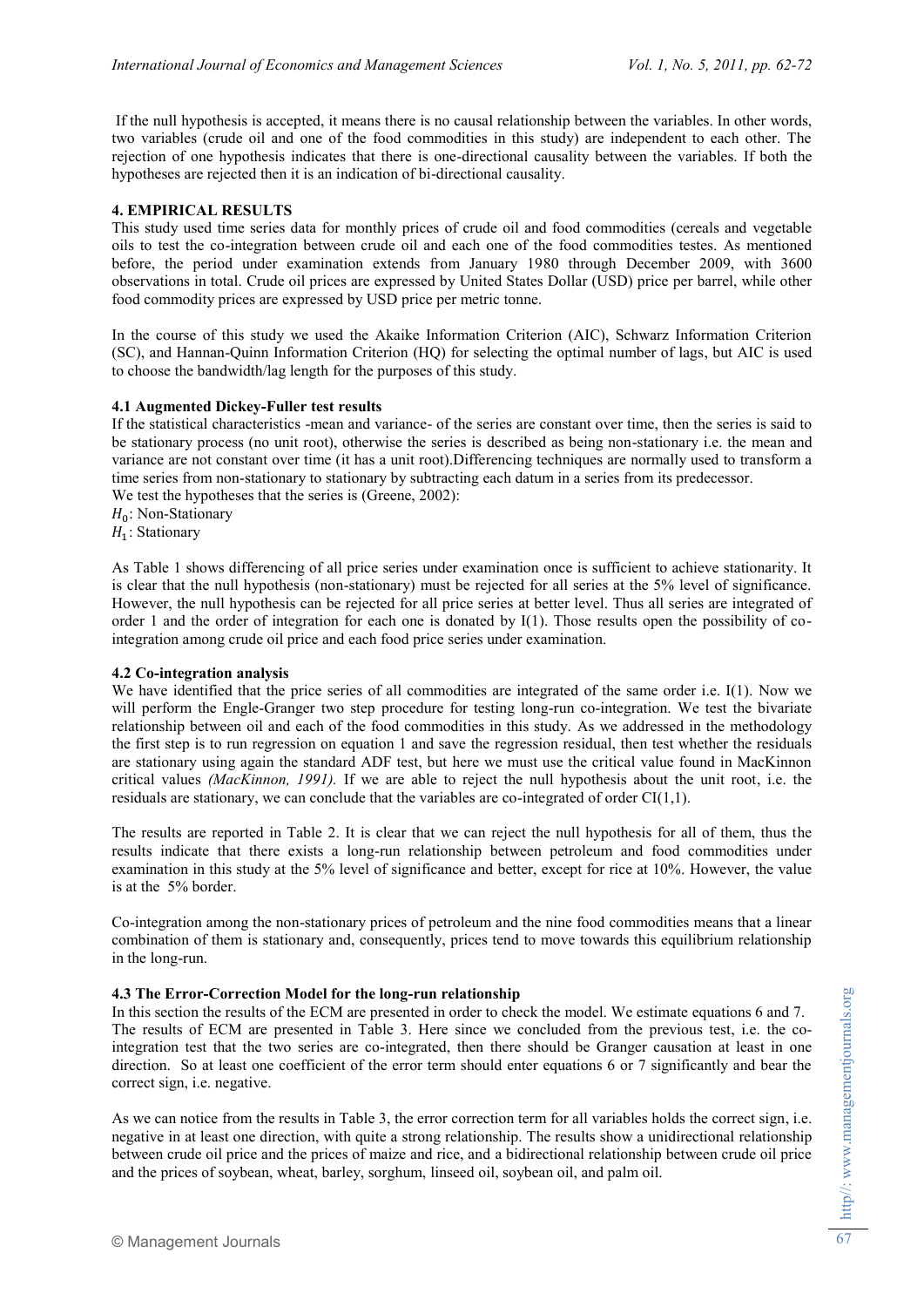If the null hypothesis is accepted, it means there is no causal relationship between the variables. In other words, two variables (crude oil and one of the food commodities in this study) are independent to each other. The rejection of one hypothesis indicates that there is one-directional causality between the variables. If both the hypotheses are rejected then it is an indication of bi-directional causality.

## 4. EMPIRICAL RESULTS

This study used time series data for monthly prices of crude oil and food commodities (cereals and vegetable oils to test the co-integration between crude oil and each one of the food commodities testes. As mentioned before, the period under examination extends from January 1980 through December 2009, with 3600 observations in total. Crude oil prices are expressed by United States Dollar (USD) price per barrel, while other food commodity prices are expressed by USD price per metric tonne.

In the course of this study we used the Akaike Information Criterion (AIC), Schwarz Information Criterion (SC), and Hannan-Quinn Information Criterion (HQ) for selecting the optimal number of lags, but AIC is used to choose the bandwidth/lag length for the purposes of this study.

### 4.1 Augmented Dickey-Fuller test results

If the statistical characteristics -mean and variance- of the series are constant over time, then the series is said to be stationary process (no unit root), otherwise the series is described as being non-stationary i.e. the mean and variance are not constant over time (it has a unit root).Differencing techniques are normally used to transform a time series from non-stationary to stationary by subtracting each datum in a series from its predecessor.

We test the hypotheses that the series is (Greene, 2002):

$H_0$: Non-Stationary

$H_1$: Stationary

As Table 1 shows differencing of all price series under examination once is sufficient to achieve stationarity. It is clear that the null hypothesis (non-stationary) must be rejected for all series at the 5% level of significance. However, the null hypothesis can be rejected for all price series at better level. Thus all series are integrated of order 1 and the order of integration for each one is donated by I(1). Those results open the possibility of co-integration among crude oil price and each food price series under examination.

### 4.2 Co-integration analysis

We have identified that the price series of all commodities are integrated of the same order i.e. I(1). Now we will perform the Engle-Granger two step procedure for testing long-run co-integration. We test the bivariate relationship between oil and each of the food commodities in this study. As we addressed in the methodology the first step is to run regression on equation 1 and save the regression residual, then test whether the residuals are stationary using again the standard ADF test, but here we must use the critical value found in MacKinnon critical values *(MacKinnon, 1991).* If we are able to reject the null hypothesis about the unit root, i.e. the residuals are stationary, we can conclude that the variables are co-integrated of order CI(1,1).

The results are reported in Table 2. It is clear that we can reject the null hypothesis for all of them, thus the results indicate that there exists a long-run relationship between petroleum and food commodities under examination in this study at the 5% level of significance and better, except for rice at 10%. However, the value is at the 5% border.

Co-integration among the non-stationary prices of petroleum and the nine food commodities means that a linear combination of them is stationary and, consequently, prices tend to move towards this equilibrium relationship in the long-run.

### 4.3 The Error-Correction Model for the long-run relationship

In this section the results of the ECM are presented in order to check the model. We estimate equations 6 and 7. The results of ECM are presented in Table 3. Here since we concluded from the previous test, i.e. the co-integration test that the two series are co-integrated, then there should be Granger causation at least in one direction. So at least one coefficient of the error term should enter equations 6 or 7 significantly and bear the correct sign, i.e. negative.

As we can notice from the results in Table 3, the error correction term for all variables holds the correct sign, i.e. negative in at least one direction, with quite a strong relationship. The results show a unidirectional relationship between crude oil price and the prices of maize and rice, and a bidirectional relationship between crude oil price and the prices of soybean, wheat, barley, sorghum, linseed oil, soybean oil, and palm oil.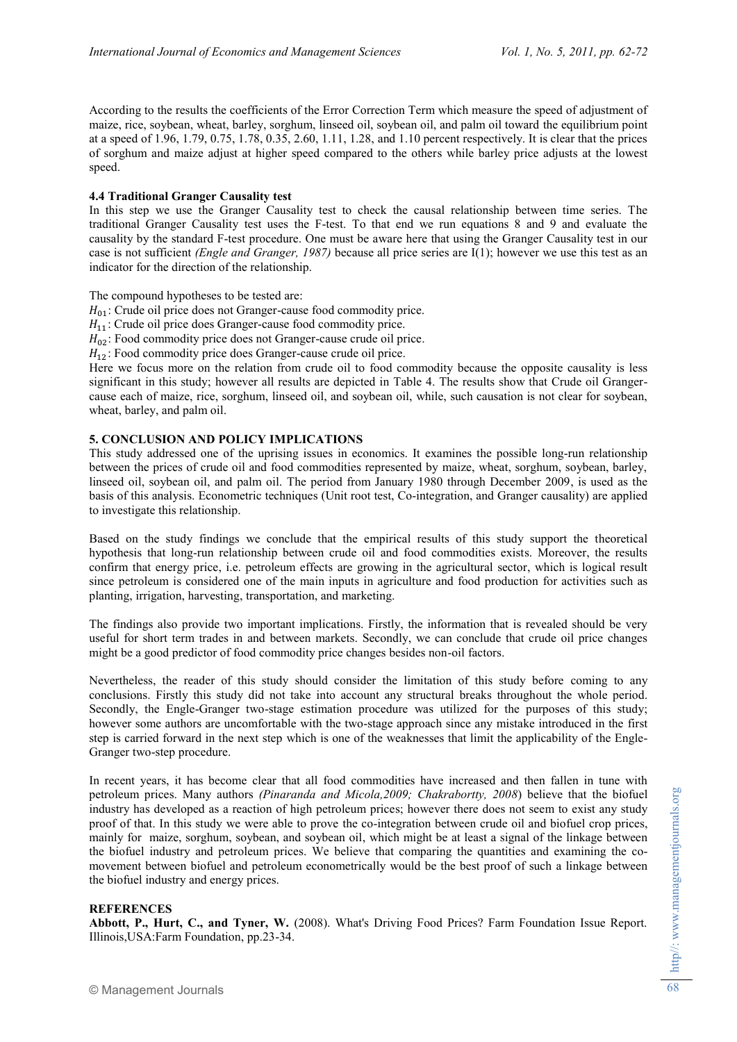According to the results the coefficients of the Error Correction Term which measure the speed of adjustment of maize, rice, soybean, wheat, barley, sorghum, linseed oil, soybean oil, and palm oil toward the equilibrium point at a speed of 1.96, 1.79, 0.75, 1.78, 0.35, 2.60, 1.11, 1.28, and 1.10 percent respectively. It is clear that the prices of sorghum and maize adjust at higher speed compared to the others while barley price adjusts at the lowest speed.

### 4.4 Traditional Granger Causality test

In this step we use the Granger Causality test to check the causal relationship between time series. The traditional Granger Causality test uses the F-test. To that end we run equations 8 and 9 and evaluate the causality by the standard F-test procedure. One must be aware here that using the Granger Causality test in our case is not sufficient *(Engle and Granger, 1987)* because all price series are I(1); however we use this test as an indicator for the direction of the relationship.

The compound hypotheses to be tested are:

$H_{01}$: Crude oil price does not Granger-cause food commodity price.
$H_{11}$: Crude oil price does Granger-cause food commodity price.
$H_{02}$: Food commodity price does not Granger-cause crude oil price.
$H_{12}$: Food commodity price does Granger-cause crude oil price.

Here we focus more on the relation from crude oil to food commodity because the opposite causality is less significant in this study; however all results are depicted in Table 4. The results show that Crude oil Granger-cause each of maize, rice, sorghum, linseed oil, and soybean oil, while, such causation is not clear for soybean, wheat, barley, and palm oil.

## 5. CONCLUSION AND POLICY IMPLICATIONS

This study addressed one of the uprising issues in economics. It examines the possible long-run relationship between the prices of crude oil and food commodities represented by maize, wheat, sorghum, soybean, barley, linseed oil, soybean oil, and palm oil. The period from January 1980 through December 2009, is used as the basis of this analysis. Econometric techniques (Unit root test, Co-integration, and Granger causality) are applied to investigate this relationship.

Based on the study findings we conclude that the empirical results of this study support the theoretical hypothesis that long-run relationship between crude oil and food commodities exists. Moreover, the results confirm that energy price, i.e. petroleum effects are growing in the agricultural sector, which is logical result since petroleum is considered one of the main inputs in agriculture and food production for activities such as planting, irrigation, harvesting, transportation, and marketing.

The findings also provide two important implications. Firstly, the information that is revealed should be very useful for short term trades in and between markets. Secondly, we can conclude that crude oil price changes might be a good predictor of food commodity price changes besides non-oil factors.

Nevertheless, the reader of this study should consider the limitation of this study before coming to any conclusions. Firstly this study did not take into account any structural breaks throughout the whole period. Secondly, the Engle-Granger two-stage estimation procedure was utilized for the purposes of this study; however some authors are uncomfortable with the two-stage approach since any mistake introduced in the first step is carried forward in the next step which is one of the weaknesses that limit the applicability of the Engle-Granger two-step procedure.

In recent years, it has become clear that all food commodities have increased and then fallen in tune with petroleum prices. Many authors *(Pinaranda and Micola,2009; Chakrabortty, 2008*) believe that the biofuel industry has developed as a reaction of high petroleum prices; however there does not seem to exist any study proof of that. In this study we were able to prove the co-integration between crude oil and biofuel crop prices, mainly for maize, sorghum, soybean, and soybean oil, which might be at least a signal of the linkage between the biofuel industry and petroleum prices. We believe that comparing the quantities and examining the co-movement between biofuel and petroleum econometrically would be the best proof of such a linkage between the biofuel industry and energy prices.

## REFERENCES

**Abbott, P., Hurt, C., and Tyner, W.** (2008). What's Driving Food Prices? Farm Foundation Issue Report. Illinois,USA:Farm Foundation, pp.23-34.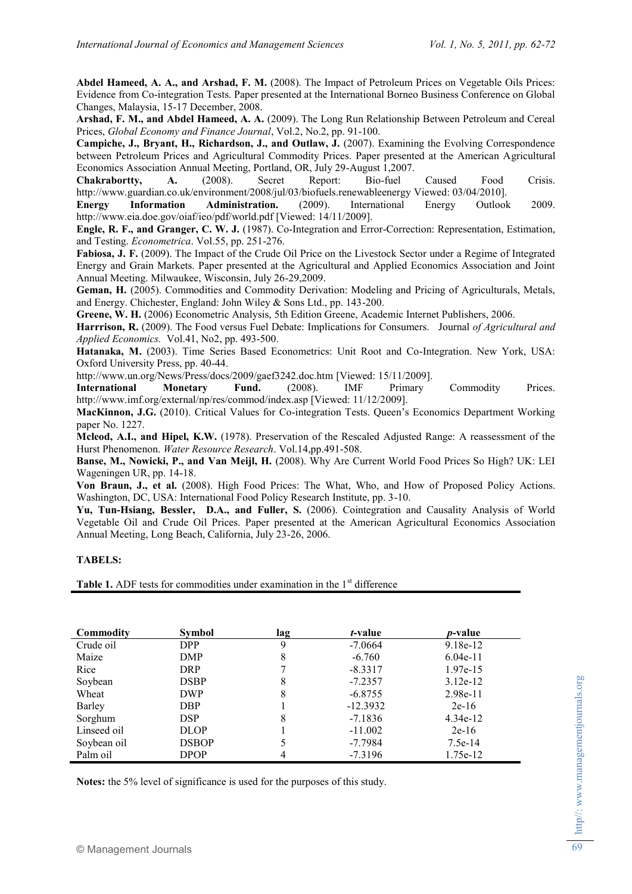**Abdel Hameed, A. A., and Arshad, F. M.** (2008). The Impact of Petroleum Prices on Vegetable Oils Prices: Evidence from Co-integration Tests. Paper presented at the International Borneo Business Conference on Global Changes, Malaysia, 15-17 December, 2008.

**Arshad, F. M., and Abdel Hameed, A. A.** (2009). The Long Run Relationship Between Petroleum and Cereal Prices, *Global Economy and Finance Journal*, Vol.2, No.2, pp. 91-100.

**Campiche, J., Bryant, H., Richardson, J., and Outlaw, J.** (2007). Examining the Evolving Correspondence between Petroleum Prices and Agricultural Commodity Prices. Paper presented at the American Agricultural Economics Association Annual Meeting, Portland, OR, July 29-August 1,2007.

**Chakrabortty, A.** (2008). Secret Report: Bio-fuel Caused Food Crisis. http://www.guardian.co.uk/environment/2008/jul/03/biofuels.renewableenergy Viewed: 03/04/2010].

**Energy Information Administration.** (2009). International Energy Outlook 2009. http://www.eia.doe.gov/oiaf/ieo/pdf/world.pdf [Viewed: 14/11/2009].

**Engle, R. F., and Granger, C. W. J.** (1987). Co-Integration and Error-Correction: Representation, Estimation, and Testing. *Econometrica*. Vol.55, pp. 251-276.

**Fabiosa, J. F.** (2009). The Impact of the Crude Oil Price on the Livestock Sector under a Regime of Integrated Energy and Grain Markets. Paper presented at the Agricultural and Applied Economics Association and Joint Annual Meeting. Milwaukee, Wisconsin, July 26-29,2009.

**Geman, H.** (2005). Commodities and Commodity Derivation: Modeling and Pricing of Agriculturals, Metals, and Energy. Chichester, England: John Wiley & Sons Ltd., pp. 143-200.

**Greene, W. H.** (2006) Econometric Analysis, 5th Edition Greene, Academic Internet Publishers, 2006.

**Harrrison, R.** (2009). The Food versus Fuel Debate: Implications for Consumers. Journal *of Agricultural and Applied Economics.* Vol.41, No2, pp. 493-500.

**Hatanaka, M.** (2003). Time Series Based Econometrics: Unit Root and Co-Integration. New York, USA: Oxford University Press, pp. 40-44.

http://www.un.org/News/Press/docs/2009/gaef3242.doc.htm [Viewed: 15/11/2009].

**International Monetary Fund.** (2008). IMF Primary Commodity Prices. http://www.imf.org/external/np/res/commod/index.asp [Viewed: 11/12/2009].

**MacKinnon, J.G.** (2010). Critical Values for Co-integration Tests. Queen's Economics Department Working paper No. 1227.

**Mcleod, A.I., and Hipel, K.W.** (1978). Preservation of the Rescaled Adjusted Range: A reassessment of the Hurst Phenomenon. *Water Resource Research*. Vol.14,pp.491-508.

**Banse, M., Nowicki, P., and Van Meijl, H.** (2008). Why Are Current World Food Prices So High? UK: LEI Wageningen UR, pp. 14-18.

**Von Braun, J., et al.** (2008). High Food Prices: The What, Who, and How of Proposed Policy Actions. Washington, DC, USA: International Food Policy Research Institute, pp. 3-10.

**Yu, Tun-Hsiang, Bessler, D.A., and Fuller, S.** (2006). Cointegration and Causality Analysis of World Vegetable Oil and Crude Oil Prices. Paper presented at the American Agricultural Economics Association Annual Meeting, Long Beach, California, July 23-26, 2006.

**TABELS:**

**Table 1.** ADF tests for commodities under examination in the 1st difference

| Commodity | Symbol | lag | *t*-value | *p*-value |
|---|---|---|---|---|
| Crude oil | DPP | 9 | -7.0664 | 9.18e-12 |
| Maize | DMP | 8 | -6.760 | 6.04e-11 |
| Rice | DRP | 7 | -8.3317 | 1.97e-15 |
| Soybean | DSBP | 8 | -7.2357 | 3.12e-12 |
| Wheat | DWP | 8 | -6.8755 | 2.98e-11 |
| Barley | DBP | 1 | -12.3932 | 2e-16 |
| Sorghum | DSP | 8 | -7.1836 | 4.34e-12 |
| Linseed oil | DLOP | 1 | -11.002 | 2e-16 |
| Soybean oil | DSBOP | 5 | -7.7984 | 7.5e-14 |
| Palm oil | DPOP | 4 | -7.3196 | 1.75e-12 |

**Notes:** the 5% level of significance is used for the purposes of this study.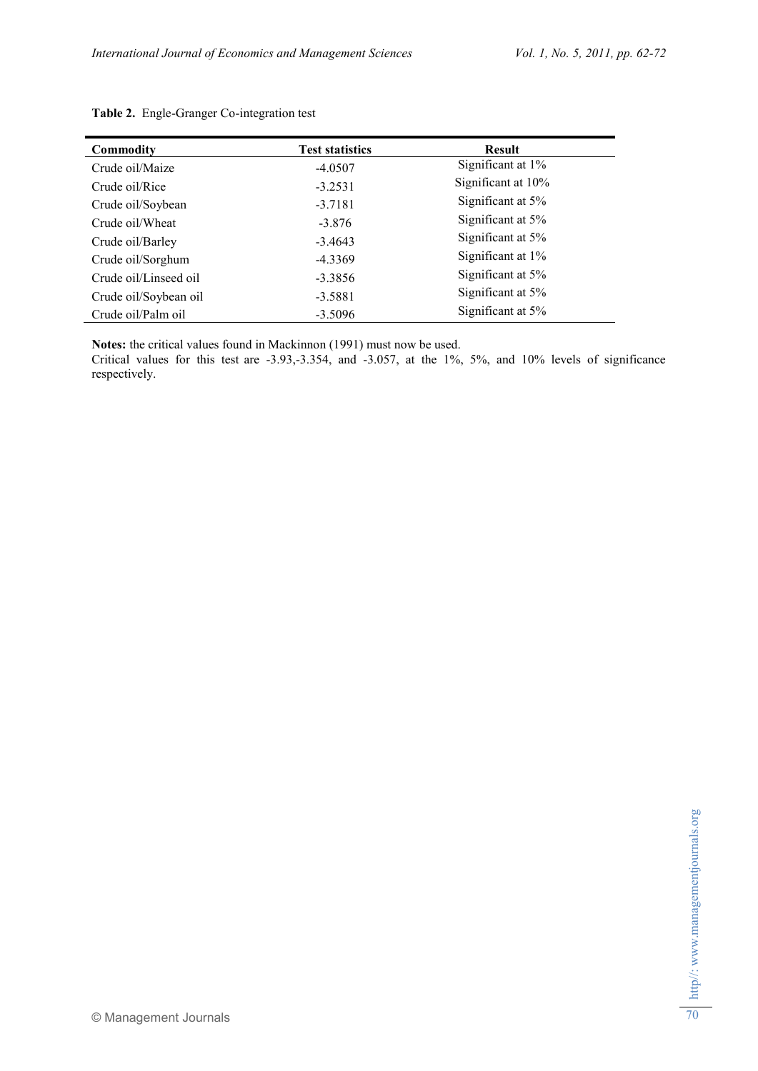**Table 2.** Engle-Granger Co-integration test

| Commodity | Test statistics | Result |
|---|---|---|
| Crude oil/Maize | -4.0507 | Significant at 1% |
| Crude oil/Rice | -3.2531 | Significant at 10% |
| Crude oil/Soybean | -3.7181 | Significant at 5% |
| Crude oil/Wheat | -3.876 | Significant at 5% |
| Crude oil/Barley | -3.4643 | Significant at 5% |
| Crude oil/Sorghum | -4.3369 | Significant at 1% |
| Crude oil/Linseed oil | -3.3856 | Significant at 5% |
| Crude oil/Soybean oil | -3.5881 | Significant at 5% |
| Crude oil/Palm oil | -3.5096 | Significant at 5% |

**Notes:** the critical values found in Mackinnon (1991) must now be used.
Critical values for this test are -3.93,-3.354, and -3.057, at the 1%, 5%, and 10% levels of significance respectively.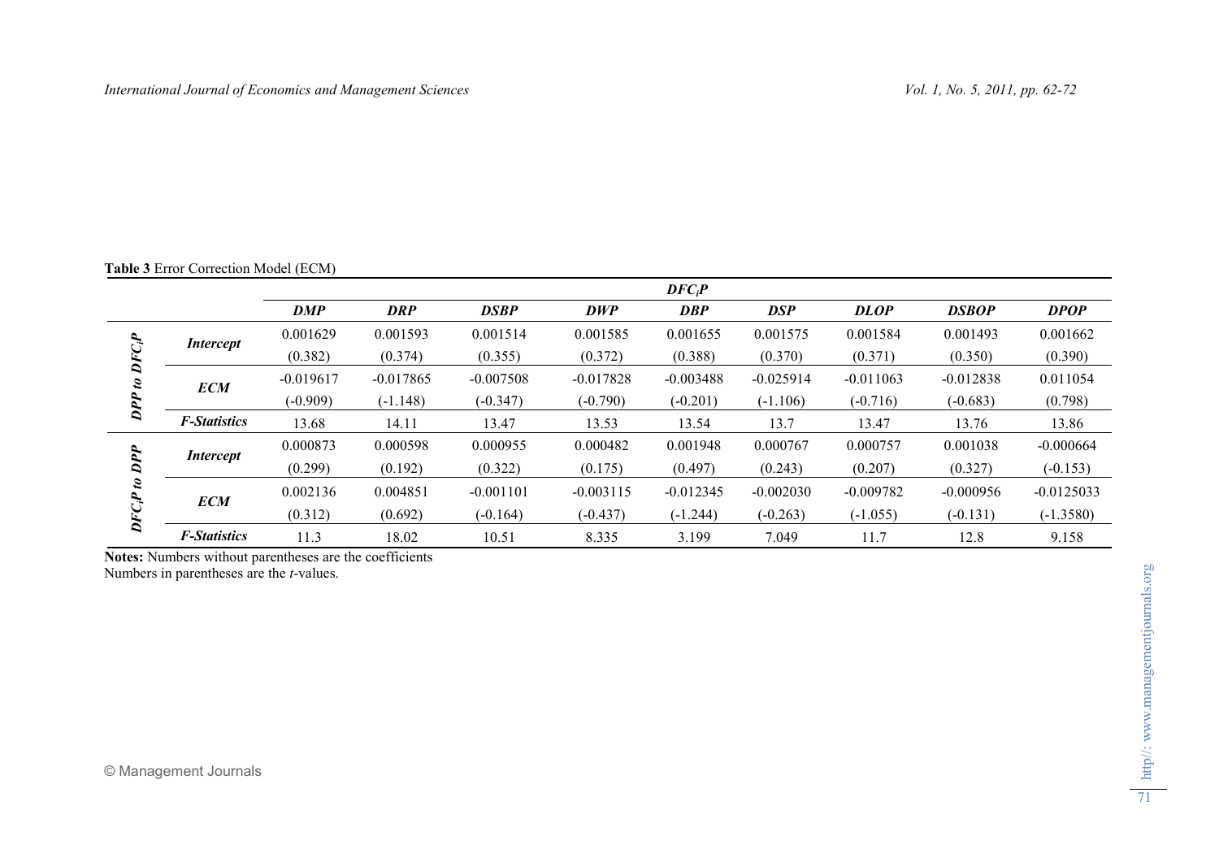**Table 3** Error Correction Model (ECM)

| | | $DFC_iP$ | | | | | | | | |
|---|---|---|---|---|---|---|---|---|---|---|
| | | ***DMP*** | ***DRP*** | ***DSBP*** | ***DWP*** | ***DBP*** | ***DSP*** | ***DLOP*** | ***DSBOP*** | ***DPOP*** |
| ***DPP to $DFC_iP$*** | ***Intercept*** | 0.001629 | 0.001593 | 0.001514 | 0.001585 | 0.001655 | 0.001575 | 0.001584 | 0.001493 | 0.001662 |
| | | (0.382) | (0.374) | (0.355) | (0.372) | (0.388) | (0.370) | (0.371) | (0.350) | (0.390) |
| | ***ECM*** | -0.019617 | -0.017865 | -0.007508 | -0.017828 | -0.003488 | -0.025914 | -0.011063 | -0.012838 | 0.011054 |
| | | (-0.909) | (-1.148) | (-0.347) | (-0.790) | (-0.201) | (-1.106) | (-0.716) | (-0.683) | (0.798) |
| | ***F-Statistics*** | 13.68 | 14.11 | 13.47 | 13.53 | 13.54 | 13.7 | 13.47 | 13.76 | 13.86 |
| ***$DFC_iP$ to DPP*** | ***Intercept*** | 0.000873 | 0.000598 | 0.000955 | 0.000482 | 0.001948 | 0.000767 | 0.000757 | 0.001038 | -0.000664 |
| | | (0.299) | (0.192) | (0.322) | (0.175) | (0.497) | (0.243) | (0.207) | (0.327) | (-0.153) |
| | ***ECM*** | 0.002136 | 0.004851 | -0.001101 | -0.003115 | -0.012345 | -0.002030 | -0.009782 | -0.000956 | -0.0125033 |
| | | (0.312) | (0.692) | (-0.164) | (-0.437) | (-1.244) | (-0.263) | (-1.055) | (-0.131) | (-1.3580) |
| | ***F-Statistics*** | 11.3 | 18.02 | 10.51 | 8.335 | 3.199 | 7.049 | 11.7 | 12.8 | 9.158 |

**Notes:** Numbers without parentheses are the coefficients
Numbers in parentheses are the *t*-values.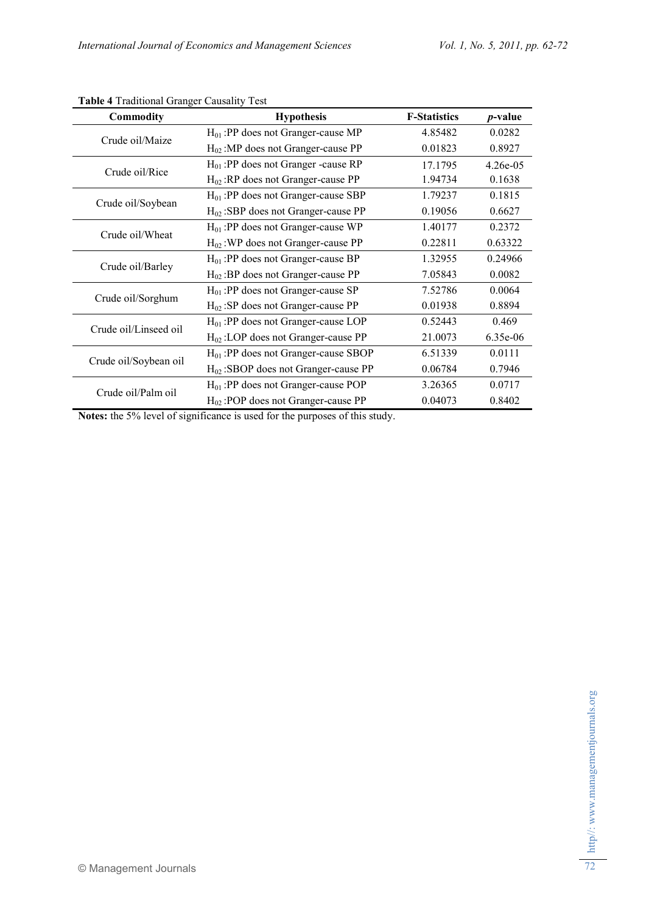**Table 4** Traditional Granger Causality Test

| Commodity | Hypothesis | F-Statistics | *p*-value |
|---|---|---|---|
| Crude oil/Maize | $H_{01}$ :PP does not Granger-cause MP | 4.85482 | 0.0282 |
| | $H_{02}$ :MP does not Granger-cause PP | 0.01823 | 0.8927 |
| Crude oil/Rice | $H_{01}$ :PP does not Granger -cause RP | 17.1795 | 4.26e-05 |
| | $H_{02}$ :RP does not Granger-cause PP | 1.94734 | 0.1638 |
| Crude oil/Soybean | $H_{01}$ :PP does not Granger-cause SBP | 1.79237 | 0.1815 |
| | $H_{02}$ :SBP does not Granger-cause PP | 0.19056 | 0.6627 |
| Crude oil/Wheat | $H_{01}$ :PP does not Granger-cause WP | 1.40177 | 0.2372 |
| | $H_{02}$ :WP does not Granger-cause PP | 0.22811 | 0.63322 |
| Crude oil/Barley | $H_{01}$ :PP does not Granger-cause BP | 1.32955 | 0.24966 |
| | $H_{02}$ :BP does not Granger-cause PP | 7.05843 | 0.0082 |
| Crude oil/Sorghum | $H_{01}$ :PP does not Granger-cause SP | 7.52786 | 0.0064 |
| | $H_{02}$ :SP does not Granger-cause PP | 0.01938 | 0.8894 |
| Crude oil/Linseed oil | $H_{01}$ :PP does not Granger-cause LOP | 0.52443 | 0.469 |
| | $H_{02}$ :LOP does not Granger-cause PP | 21.0073 | 6.35e-06 |
| Crude oil/Soybean oil | $H_{01}$ :PP does not Granger-cause SBOP | 6.51339 | 0.0111 |
| | $H_{02}$ :SBOP does not Granger-cause PP | 0.06784 | 0.7946 |
| Crude oil/Palm oil | $H_{01}$ :PP does not Granger-cause POP | 3.26365 | 0.0717 |
| | $H_{02}$ :POP does not Granger-cause PP | 0.04073 | 0.8402 |

**Notes:** the 5% level of significance is used for the purposes of this study.